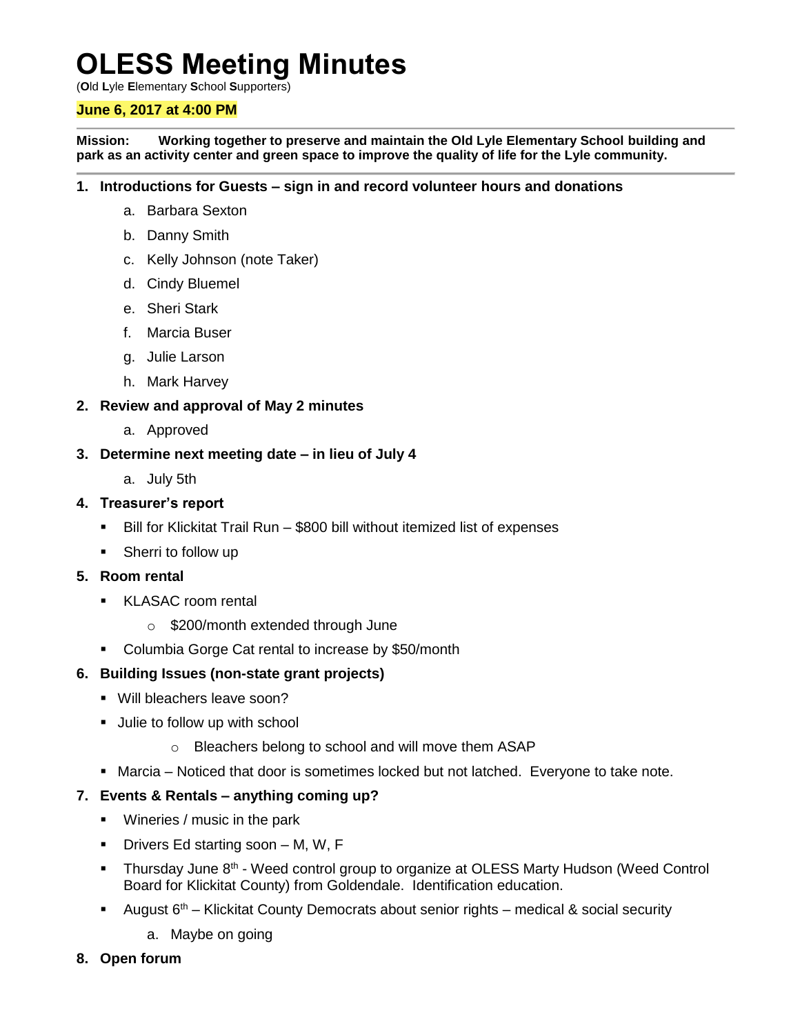# OLESS Meeting Minutes

(**O**ld **L**yle **E**lementary **S**chool **S**upporters)

**June 6, 2017 at 4:00 PM**

---

**Mission: Working together to preserve and maintain the Old Lyle Elementary School building and park as an activity center and green space to improve the quality of life for the Lyle community.**

---

1. **Introductions for Guests – sign in and record volunteer hours and donations**
   a. Barbara Sexton
   b. Danny Smith
   c. Kelly Johnson (note Taker)
   d. Cindy Bluemel
   e. Sheri Stark
   f. Marcia Buser
   g. Julie Larson
   h. Mark Harvey
2. **Review and approval of May 2 minutes**
   a. Approved
3. **Determine next meeting date – in lieu of July 4**
   a. July 5th
4. **Treasurer's report**
   - Bill for Klickitat Trail Run – $800 bill without itemized list of expenses
   - Sherri to follow up
5. **Room rental**
   - KLASAC room rental
     - $200/month extended through June
   - Columbia Gorge Cat rental to increase by $50/month
6. **Building Issues (non-state grant projects)**
   - Will bleachers leave soon?
   - Julie to follow up with school
     - Bleachers belong to school and will move them ASAP
   - Marcia – Noticed that door is sometimes locked but not latched. Everyone to take note.
7. **Events & Rentals – anything coming up?**
   - Wineries / music in the park
   - Drivers Ed starting soon – M, W, F
   - Thursday June 8th - Weed control group to organize at OLESS Marty Hudson (Weed Control Board for Klickitat County) from Goldendale. Identification education.
   - August 6th – Klickitat County Democrats about senior rights – medical & social security
     a. Maybe on going
8. **Open forum**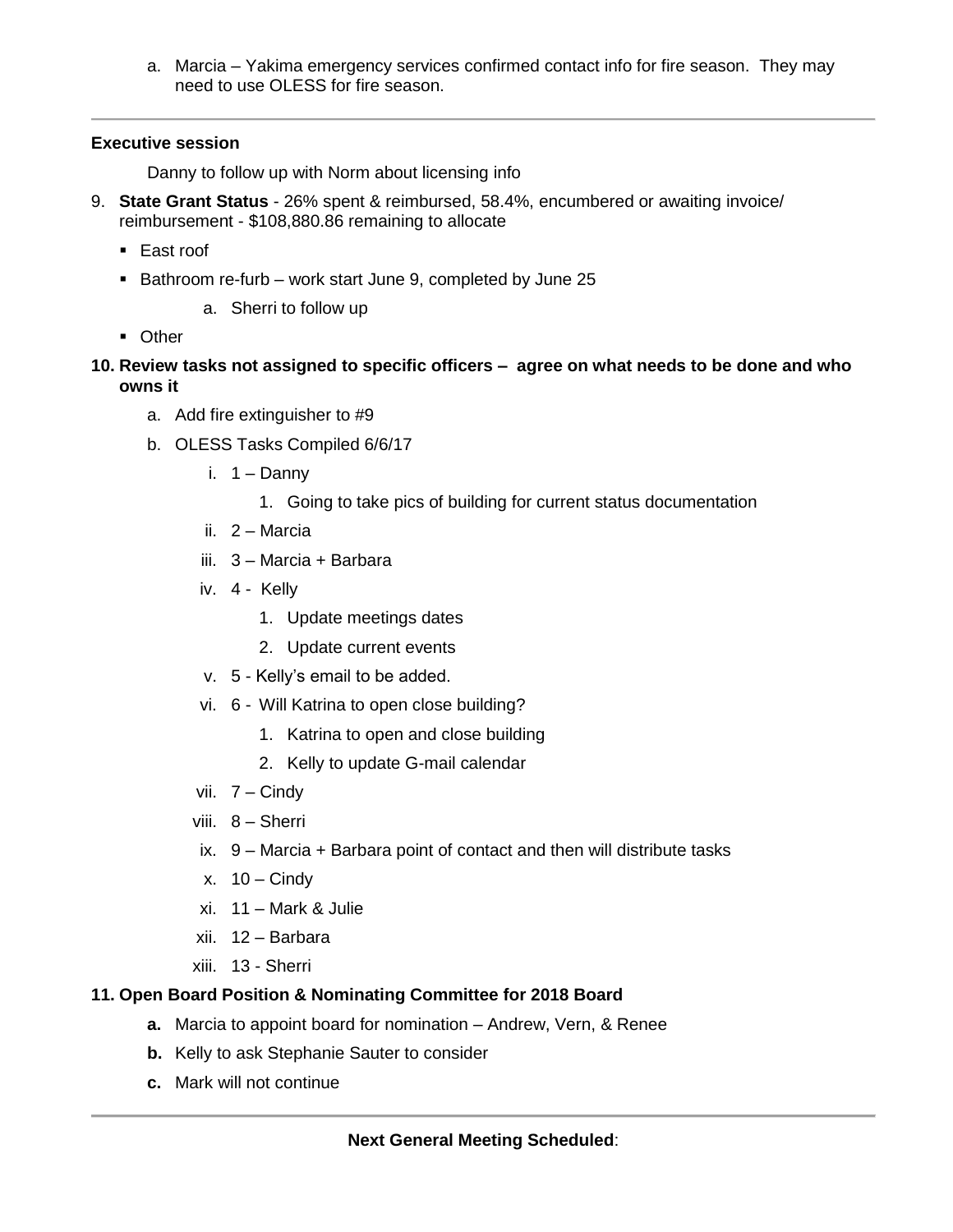a. Marcia – Yakima emergency services confirmed contact info for fire season. They may need to use OLESS for fire season.

---

**Executive session**

Danny to follow up with Norm about licensing info

9. **State Grant Status** - 26% spent & reimbursed, 58.4%, encumbered or awaiting invoice/ reimbursement - $108,880.86 remaining to allocate
   - East roof
   - Bathroom re-furb – work start June 9, completed by June 25
      a. Sherri to follow up
   - Other

10. **Review tasks not assigned to specific officers – agree on what needs to be done and who owns it**
    a. Add fire extinguisher to #9
    b. OLESS Tasks Compiled 6/6/17
       i. 1 – Danny
          1. Going to take pics of building for current status documentation
       ii. 2 – Marcia
       iii. 3 – Marcia + Barbara
       iv. 4 - Kelly
          1. Update meetings dates
          2. Update current events
       v. 5 - Kelly's email to be added.
       vi. 6 - Will Katrina to open close building?
          1. Katrina to open and close building
          2. Kelly to update G-mail calendar
       vii. 7 – Cindy
       viii. 8 – Sherri
       ix. 9 – Marcia + Barbara point of contact and then will distribute tasks
       x. 10 – Cindy
       xi. 11 – Mark & Julie
       xii. 12 – Barbara
       xiii. 13 - Sherri

11. **Open Board Position & Nominating Committee for 2018 Board**
    **a.** Marcia to appoint board for nomination – Andrew, Vern, & Renee
    **b.** Kelly to ask Stephanie Sauter to consider
    **c.** Mark will not continue

---

**Next General Meeting Scheduled**: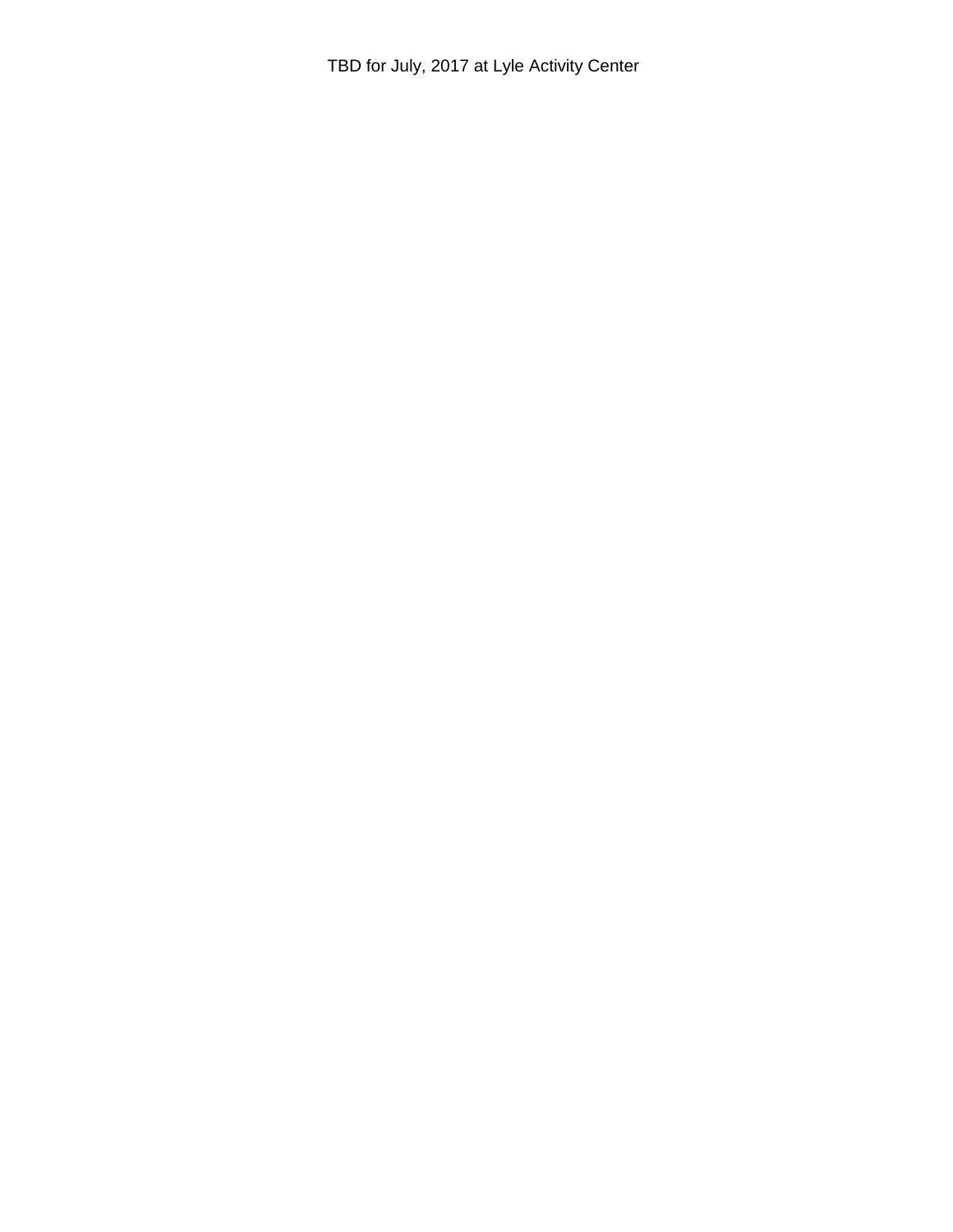TBD for July, 2017 at Lyle Activity Center